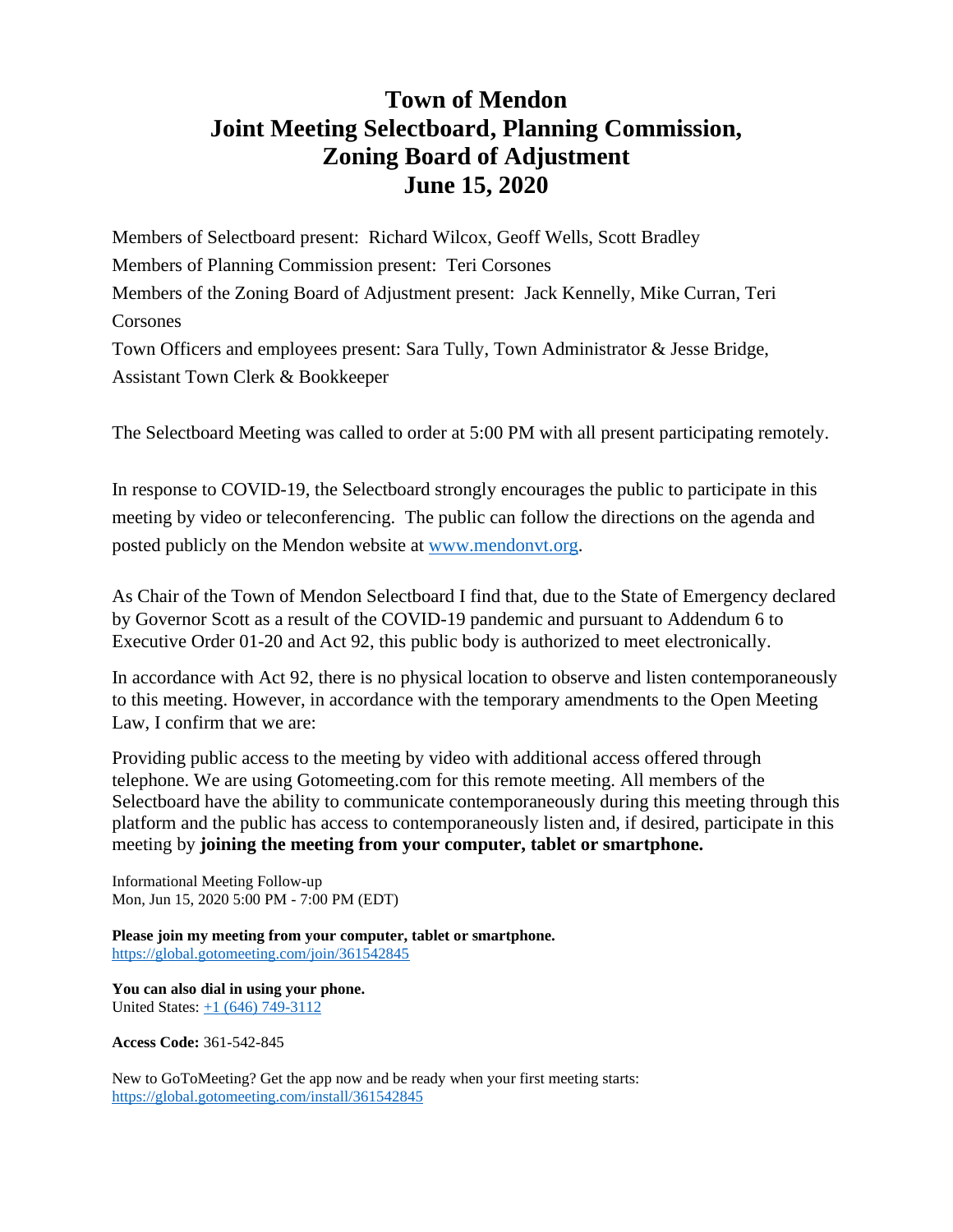# Town of Mendon
# Joint Meeting Selectboard, Planning Commission, Zoning Board of Adjustment
# June 15, 2020

Members of Selectboard present: Richard Wilcox, Geoff Wells, Scott Bradley

Members of Planning Commission present: Teri Corsones

Members of the Zoning Board of Adjustment present: Jack Kennelly, Mike Curran, Teri Corsones

Town Officers and employees present: Sara Tully, Town Administrator & Jesse Bridge, Assistant Town Clerk & Bookkeeper

The Selectboard Meeting was called to order at 5:00 PM with all present participating remotely.

In response to COVID-19, the Selectboard strongly encourages the public to participate in this meeting by video or teleconferencing. The public can follow the directions on the agenda and posted publicly on the Mendon website at [www.mendonvt.org](http://www.mendonvt.org).

As Chair of the Town of Mendon Selectboard I find that, due to the State of Emergency declared by Governor Scott as a result of the COVID-19 pandemic and pursuant to Addendum 6 to Executive Order 01-20 and Act 92, this public body is authorized to meet electronically.

In accordance with Act 92, there is no physical location to observe and listen contemporaneously to this meeting. However, in accordance with the temporary amendments to the Open Meeting Law, I confirm that we are:

Providing public access to the meeting by video with additional access offered through telephone. We are using Gotomeeting.com for this remote meeting. All members of the Selectboard have the ability to communicate contemporaneously during this meeting through this platform and the public has access to contemporaneously listen and, if desired, participate in this meeting by **joining the meeting from your computer, tablet or smartphone.**

Informational Meeting Follow-up
Mon, Jun 15, 2020 5:00 PM - 7:00 PM (EDT)

**Please join my meeting from your computer, tablet or smartphone.**
[https://global.gotomeeting.com/join/361542845](https://global.gotomeeting.com/join/361542845)

**You can also dial in using your phone.**
United States: +1 (646) 749-3112

**Access Code:** 361-542-845

New to GoToMeeting? Get the app now and be ready when your first meeting starts:
[https://global.gotomeeting.com/install/361542845](https://global.gotomeeting.com/install/361542845)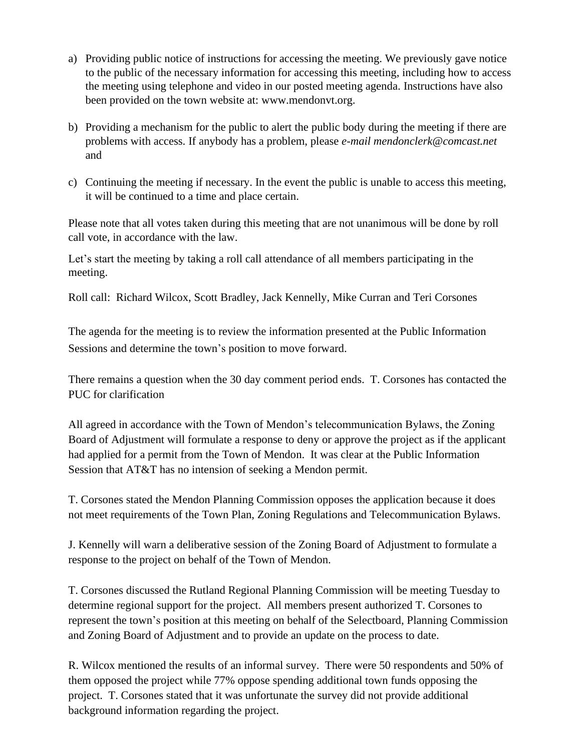a) Providing public notice of instructions for accessing the meeting. We previously gave notice to the public of the necessary information for accessing this meeting, including how to access the meeting using telephone and video in our posted meeting agenda. Instructions have also been provided on the town website at: www.mendonvt.org.

b) Providing a mechanism for the public to alert the public body during the meeting if there are problems with access. If anybody has a problem, please *e-mail mendonclerk@comcast.net* and

c) Continuing the meeting if necessary. In the event the public is unable to access this meeting, it will be continued to a time and place certain.

Please note that all votes taken during this meeting that are not unanimous will be done by roll call vote, in accordance with the law.

Let's start the meeting by taking a roll call attendance of all members participating in the meeting.

Roll call: Richard Wilcox, Scott Bradley, Jack Kennelly, Mike Curran and Teri Corsones

The agenda for the meeting is to review the information presented at the Public Information Sessions and determine the town's position to move forward.

There remains a question when the 30 day comment period ends. T. Corsones has contacted the PUC for clarification

All agreed in accordance with the Town of Mendon's telecommunication Bylaws, the Zoning Board of Adjustment will formulate a response to deny or approve the project as if the applicant had applied for a permit from the Town of Mendon. It was clear at the Public Information Session that AT&T has no intension of seeking a Mendon permit.

T. Corsones stated the Mendon Planning Commission opposes the application because it does not meet requirements of the Town Plan, Zoning Regulations and Telecommunication Bylaws.

J. Kennelly will warn a deliberative session of the Zoning Board of Adjustment to formulate a response to the project on behalf of the Town of Mendon.

T. Corsones discussed the Rutland Regional Planning Commission will be meeting Tuesday to determine regional support for the project. All members present authorized T. Corsones to represent the town's position at this meeting on behalf of the Selectboard, Planning Commission and Zoning Board of Adjustment and to provide an update on the process to date.

R. Wilcox mentioned the results of an informal survey. There were 50 respondents and 50% of them opposed the project while 77% oppose spending additional town funds opposing the project. T. Corsones stated that it was unfortunate the survey did not provide additional background information regarding the project.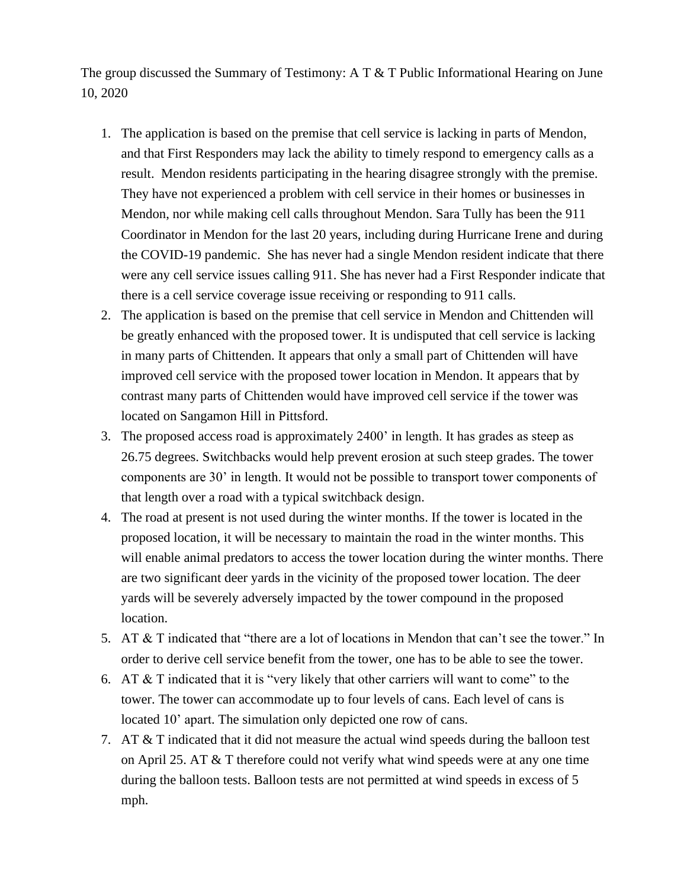The group discussed the Summary of Testimony: A T & T Public Informational Hearing on June 10, 2020

1. The application is based on the premise that cell service is lacking in parts of Mendon, and that First Responders may lack the ability to timely respond to emergency calls as a result. Mendon residents participating in the hearing disagree strongly with the premise. They have not experienced a problem with cell service in their homes or businesses in Mendon, nor while making cell calls throughout Mendon. Sara Tully has been the 911 Coordinator in Mendon for the last 20 years, including during Hurricane Irene and during the COVID-19 pandemic. She has never had a single Mendon resident indicate that there were any cell service issues calling 911. She has never had a First Responder indicate that there is a cell service coverage issue receiving or responding to 911 calls.
2. The application is based on the premise that cell service in Mendon and Chittenden will be greatly enhanced with the proposed tower. It is undisputed that cell service is lacking in many parts of Chittenden. It appears that only a small part of Chittenden will have improved cell service with the proposed tower location in Mendon. It appears that by contrast many parts of Chittenden would have improved cell service if the tower was located on Sangamon Hill in Pittsford.
3. The proposed access road is approximately 2400' in length. It has grades as steep as 26.75 degrees. Switchbacks would help prevent erosion at such steep grades. The tower components are 30' in length. It would not be possible to transport tower components of that length over a road with a typical switchback design.
4. The road at present is not used during the winter months. If the tower is located in the proposed location, it will be necessary to maintain the road in the winter months. This will enable animal predators to access the tower location during the winter months. There are two significant deer yards in the vicinity of the proposed tower location. The deer yards will be severely adversely impacted by the tower compound in the proposed location.
5. AT & T indicated that "there are a lot of locations in Mendon that can't see the tower." In order to derive cell service benefit from the tower, one has to be able to see the tower.
6. AT & T indicated that it is "very likely that other carriers will want to come" to the tower. The tower can accommodate up to four levels of cans. Each level of cans is located 10' apart. The simulation only depicted one row of cans.
7. AT & T indicated that it did not measure the actual wind speeds during the balloon test on April 25. AT & T therefore could not verify what wind speeds were at any one time during the balloon tests. Balloon tests are not permitted at wind speeds in excess of 5 mph.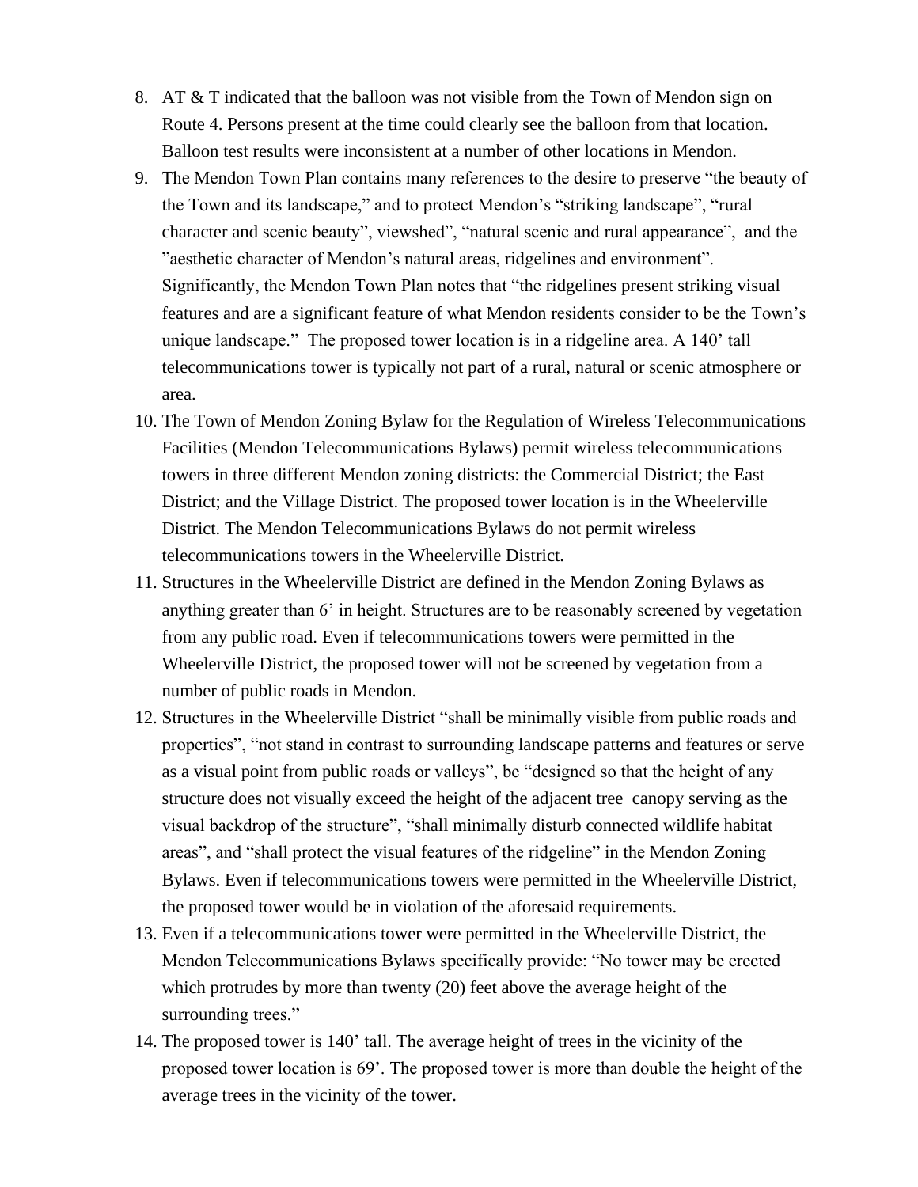8. AT & T indicated that the balloon was not visible from the Town of Mendon sign on Route 4. Persons present at the time could clearly see the balloon from that location. Balloon test results were inconsistent at a number of other locations in Mendon.
9. The Mendon Town Plan contains many references to the desire to preserve "the beauty of the Town and its landscape," and to protect Mendon's "striking landscape", "rural character and scenic beauty", viewshed", "natural scenic and rural appearance", and the "aesthetic character of Mendon's natural areas, ridgelines and environment". Significantly, the Mendon Town Plan notes that "the ridgelines present striking visual features and are a significant feature of what Mendon residents consider to be the Town's unique landscape." The proposed tower location is in a ridgeline area. A 140' tall telecommunications tower is typically not part of a rural, natural or scenic atmosphere or area.
10. The Town of Mendon Zoning Bylaw for the Regulation of Wireless Telecommunications Facilities (Mendon Telecommunications Bylaws) permit wireless telecommunications towers in three different Mendon zoning districts: the Commercial District; the East District; and the Village District. The proposed tower location is in the Wheelerville District. The Mendon Telecommunications Bylaws do not permit wireless telecommunications towers in the Wheelerville District.
11. Structures in the Wheelerville District are defined in the Mendon Zoning Bylaws as anything greater than 6' in height. Structures are to be reasonably screened by vegetation from any public road. Even if telecommunications towers were permitted in the Wheelerville District, the proposed tower will not be screened by vegetation from a number of public roads in Mendon.
12. Structures in the Wheelerville District "shall be minimally visible from public roads and properties", "not stand in contrast to surrounding landscape patterns and features or serve as a visual point from public roads or valleys", be "designed so that the height of any structure does not visually exceed the height of the adjacent tree canopy serving as the visual backdrop of the structure", "shall minimally disturb connected wildlife habitat areas", and "shall protect the visual features of the ridgeline" in the Mendon Zoning Bylaws. Even if telecommunications towers were permitted in the Wheelerville District, the proposed tower would be in violation of the aforesaid requirements.
13. Even if a telecommunications tower were permitted in the Wheelerville District, the Mendon Telecommunications Bylaws specifically provide: "No tower may be erected which protrudes by more than twenty (20) feet above the average height of the surrounding trees."
14. The proposed tower is 140' tall. The average height of trees in the vicinity of the proposed tower location is 69'. The proposed tower is more than double the height of the average trees in the vicinity of the tower.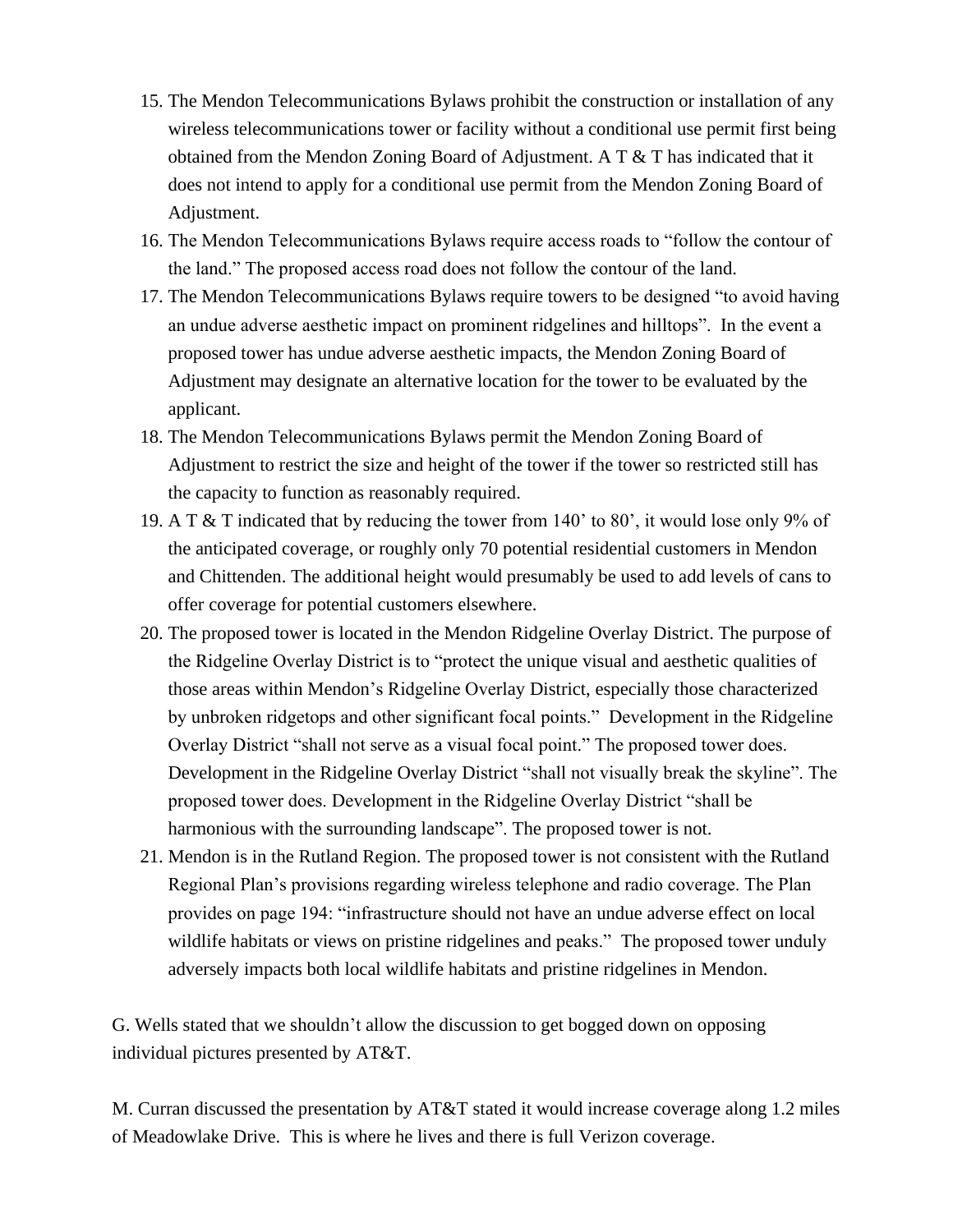15. The Mendon Telecommunications Bylaws prohibit the construction or installation of any wireless telecommunications tower or facility without a conditional use permit first being obtained from the Mendon Zoning Board of Adjustment. A T & T has indicated that it does not intend to apply for a conditional use permit from the Mendon Zoning Board of Adjustment.
16. The Mendon Telecommunications Bylaws require access roads to "follow the contour of the land." The proposed access road does not follow the contour of the land.
17. The Mendon Telecommunications Bylaws require towers to be designed "to avoid having an undue adverse aesthetic impact on prominent ridgelines and hilltops". In the event a proposed tower has undue adverse aesthetic impacts, the Mendon Zoning Board of Adjustment may designate an alternative location for the tower to be evaluated by the applicant.
18. The Mendon Telecommunications Bylaws permit the Mendon Zoning Board of Adjustment to restrict the size and height of the tower if the tower so restricted still has the capacity to function as reasonably required.
19. A T & T indicated that by reducing the tower from 140' to 80', it would lose only 9% of the anticipated coverage, or roughly only 70 potential residential customers in Mendon and Chittenden. The additional height would presumably be used to add levels of cans to offer coverage for potential customers elsewhere.
20. The proposed tower is located in the Mendon Ridgeline Overlay District. The purpose of the Ridgeline Overlay District is to "protect the unique visual and aesthetic qualities of those areas within Mendon's Ridgeline Overlay District, especially those characterized by unbroken ridgetops and other significant focal points." Development in the Ridgeline Overlay District "shall not serve as a visual focal point." The proposed tower does. Development in the Ridgeline Overlay District "shall not visually break the skyline". The proposed tower does. Development in the Ridgeline Overlay District "shall be harmonious with the surrounding landscape". The proposed tower is not.
21. Mendon is in the Rutland Region. The proposed tower is not consistent with the Rutland Regional Plan's provisions regarding wireless telephone and radio coverage. The Plan provides on page 194: "infrastructure should not have an undue adverse effect on local wildlife habitats or views on pristine ridgelines and peaks." The proposed tower unduly adversely impacts both local wildlife habitats and pristine ridgelines in Mendon.

G. Wells stated that we shouldn't allow the discussion to get bogged down on opposing individual pictures presented by AT&T.

M. Curran discussed the presentation by AT&T stated it would increase coverage along 1.2 miles of Meadowlake Drive. This is where he lives and there is full Verizon coverage.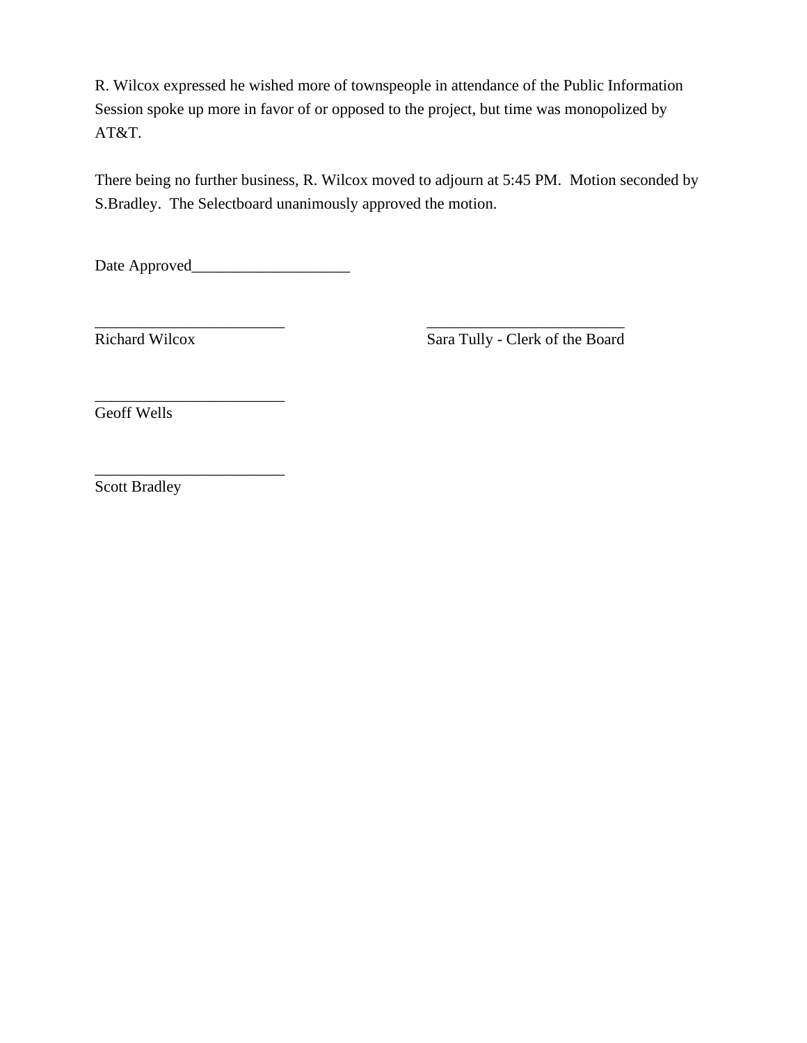R. Wilcox expressed he wished more of townspeople in attendance of the Public Information Session spoke up more in favor of or opposed to the project, but time was monopolized by AT&T.

There being no further business, R. Wilcox moved to adjourn at 5:45 PM. Motion seconded by S.Bradley. The Selectboard unanimously approved the motion.

Date Approved____________________

________________________ ________________________
Richard Wilcox Sara Tully - Clerk of the Board

________________________
Geoff Wells

________________________
Scott Bradley